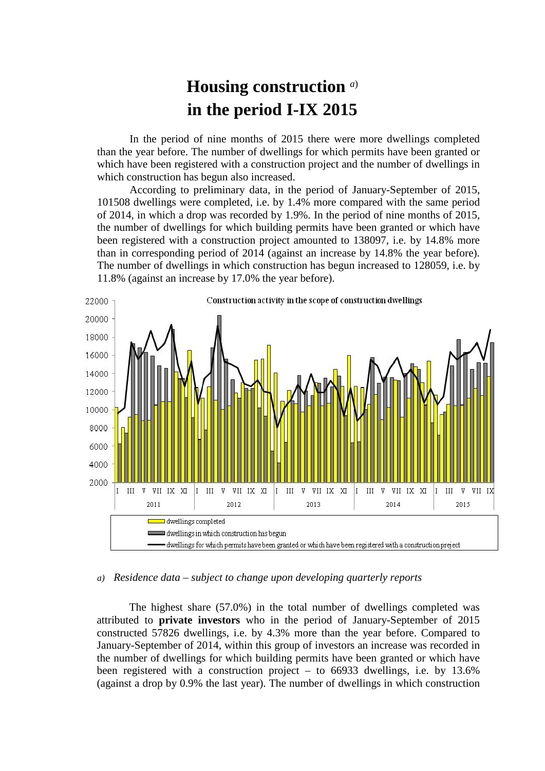# Housing construction [a) ]
# in the period I-IX 2015

In the period of nine months of 2015 there were more dwellings completed than the year before. The number of dwellings for which permits have been granted or which have been registered with a construction project and the number of dwellings in which construction has begun also increased.

According to preliminary data, in the period of January-September of 2015, 101508 dwellings were completed, i.e. by 1.4% more compared with the same period of 2014, in which a drop was recorded by 1.9%. In the period of nine months of 2015, the number of dwellings for which building permits have been granted or which have been registered with a construction project amounted to 138097, i.e. by 14.8% more than in corresponding period of 2014 (against an increase by 14.8% the year before). The number of dwellings in which construction has begun increased to 128059, i.e. by 11.8% (against an increase by 17.0% the year before).

Construction activity in the scope of construction dwellings

- dwellings completed
- dwellings in which construction has begun
- dwellings for which permits have been granted or which have been registered with a construction preject

*a) Residence data – subject to change upon developing quarterly reports*

The highest share (57.0%) in the total number of dwellings completed was attributed to **private investors** who in the period of January-September of 2015 constructed 57826 dwellings, i.e. by 4.3% more than the year before. Compared to January-September of 2014, within this group of investors an increase was recorded in the number of dwellings for which building permits have been granted or which have been registered with a construction project – to 66933 dwellings, i.e. by 13.6% (against a drop by 0.9% the last year). The number of dwellings in which construction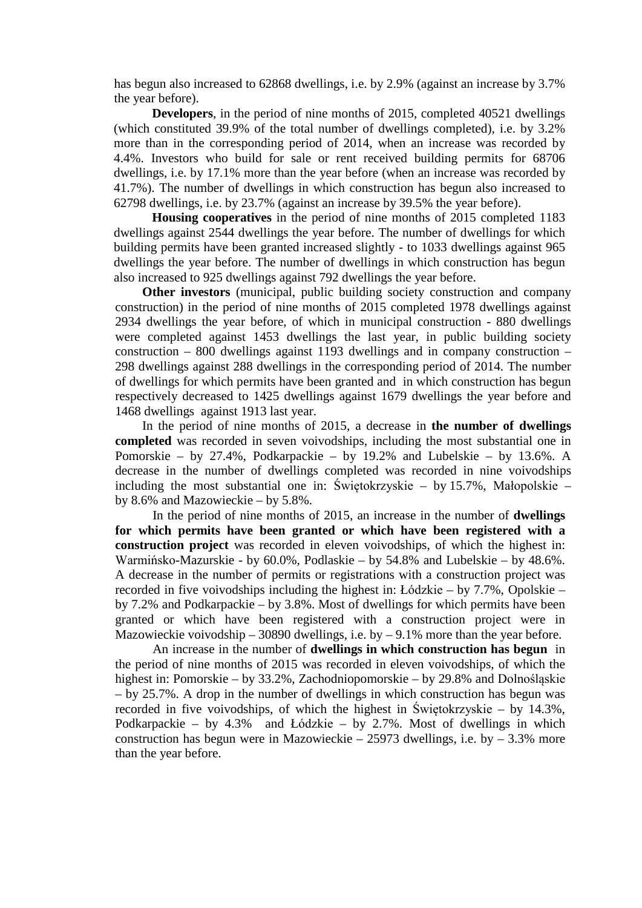has begun also increased to 62868 dwellings, i.e. by 2.9% (against an increase by 3.7% the year before).

**Developers**, in the period of nine months of 2015, completed 40521 dwellings (which constituted 39.9% of the total number of dwellings completed), i.e. by 3.2% more than in the corresponding period of 2014, when an increase was recorded by 4.4%. Investors who build for sale or rent received building permits for 68706 dwellings, i.e. by 17.1% more than the year before (when an increase was recorded by 41.7%). The number of dwellings in which construction has begun also increased to 62798 dwellings, i.e. by 23.7% (against an increase by 39.5% the year before).

**Housing cooperatives** in the period of nine months of 2015 completed 1183 dwellings against 2544 dwellings the year before. The number of dwellings for which building permits have been granted increased slightly - to 1033 dwellings against 965 dwellings the year before. The number of dwellings in which construction has begun also increased to 925 dwellings against 792 dwellings the year before.

**Other investors** (municipal, public building society construction and company construction) in the period of nine months of 2015 completed 1978 dwellings against 2934 dwellings the year before, of which in municipal construction - 880 dwellings were completed against 1453 dwellings the last year, in public building society construction – 800 dwellings against 1193 dwellings and in company construction – 298 dwellings against 288 dwellings in the corresponding period of 2014. The number of dwellings for which permits have been granted and in which construction has begun respectively decreased to 1425 dwellings against 1679 dwellings the year before and 1468 dwellings against 1913 last year.

In the period of nine months of 2015, a decrease in **the number of dwellings completed** was recorded in seven voivodships, including the most substantial one in Pomorskie – by 27.4%, Podkarpackie – by 19.2% and Lubelskie – by 13.6%. A decrease in the number of dwellings completed was recorded in nine voivodships including the most substantial one in: Świętokrzyskie – by 15.7%, Małopolskie – by 8.6% and Mazowieckie – by 5.8%.

In the period of nine months of 2015, an increase in the number of **dwellings for which permits have been granted or which have been registered with a construction project** was recorded in eleven voivodships, of which the highest in: Warmińsko-Mazurskie - by 60.0%, Podlaskie – by 54.8% and Lubelskie – by 48.6%. A decrease in the number of permits or registrations with a construction project was recorded in five voivodships including the highest in: Łódzkie – by 7.7%, Opolskie – by 7.2% and Podkarpackie – by 3.8%. Most of dwellings for which permits have been granted or which have been registered with a construction project were in Mazowieckie voivodship – 30890 dwellings, i.e. by – 9.1% more than the year before.

An increase in the number of **dwellings in which construction has begun** in the period of nine months of 2015 was recorded in eleven voivodships, of which the highest in: Pomorskie – by 33.2%, Zachodniopomorskie – by 29.8% and Dolnośląskie – by 25.7%. A drop in the number of dwellings in which construction has begun was recorded in five voivodships, of which the highest in Świętokrzyskie – by 14.3%, Podkarpackie – by 4.3% and Łódzkie – by 2.7%. Most of dwellings in which construction has begun were in Mazowieckie – 25973 dwellings, i.e. by – 3.3% more than the year before.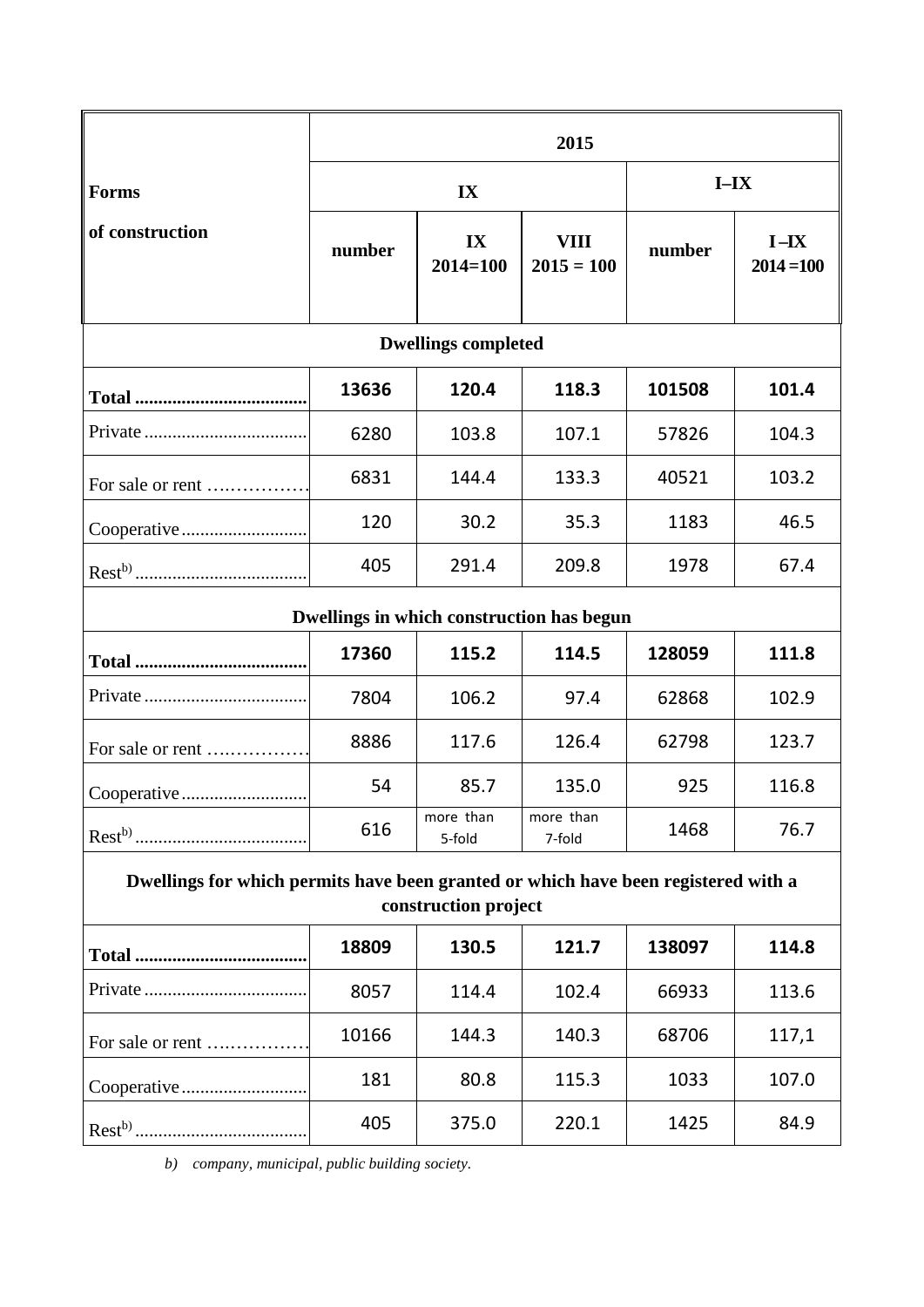| Forms of construction | 2015 | | | | |
|---|---|---|---|---|---|
| | IX | | | I–IX | |
| | number | IX 2014=100 | VIII 2015 = 100 | number | I –IX 2014 =100 |
| **Dwellings completed** | | | | | |
| **Total** | **13636** | **120.4** | **118.3** | **101508** | **101.4** |
| Private | 6280 | 103.8 | 107.1 | 57826 | 104.3 |
| For sale or rent | 6831 | 144.4 | 133.3 | 40521 | 103.2 |
| Cooperative | 120 | 30.2 | 35.3 | 1183 | 46.5 |
| Rest[b)] | 405 | 291.4 | 209.8 | 1978 | 67.4 |
| **Dwellings in which construction has begun** | | | | | |
| **Total** | **17360** | **115.2** | **114.5** | **128059** | **111.8** |
| Private | 7804 | 106.2 | 97.4 | 62868 | 102.9 |
| For sale or rent | 8886 | 117.6 | 126.4 | 62798 | 123.7 |
| Cooperative | 54 | 85.7 | 135.0 | 925 | 116.8 |
| Rest[b)] | 616 | more than 5-fold | more than 7-fold | 1468 | 76.7 |
| **Dwellings for which permits have been granted or which have been registered with a construction project** | | | | | |
| **Total** | **18809** | **130.5** | **121.7** | **138097** | **114.8** |
| Private | 8057 | 114.4 | 102.4 | 66933 | 113.6 |
| For sale or rent | 10166 | 144.3 | 140.3 | 68706 | 117,1 |
| Cooperative | 181 | 80.8 | 115.3 | 1033 | 107.0 |
| Rest[b)] | 405 | 375.0 | 220.1 | 1425 | 84.9 |

*b) company, municipal, public building society.*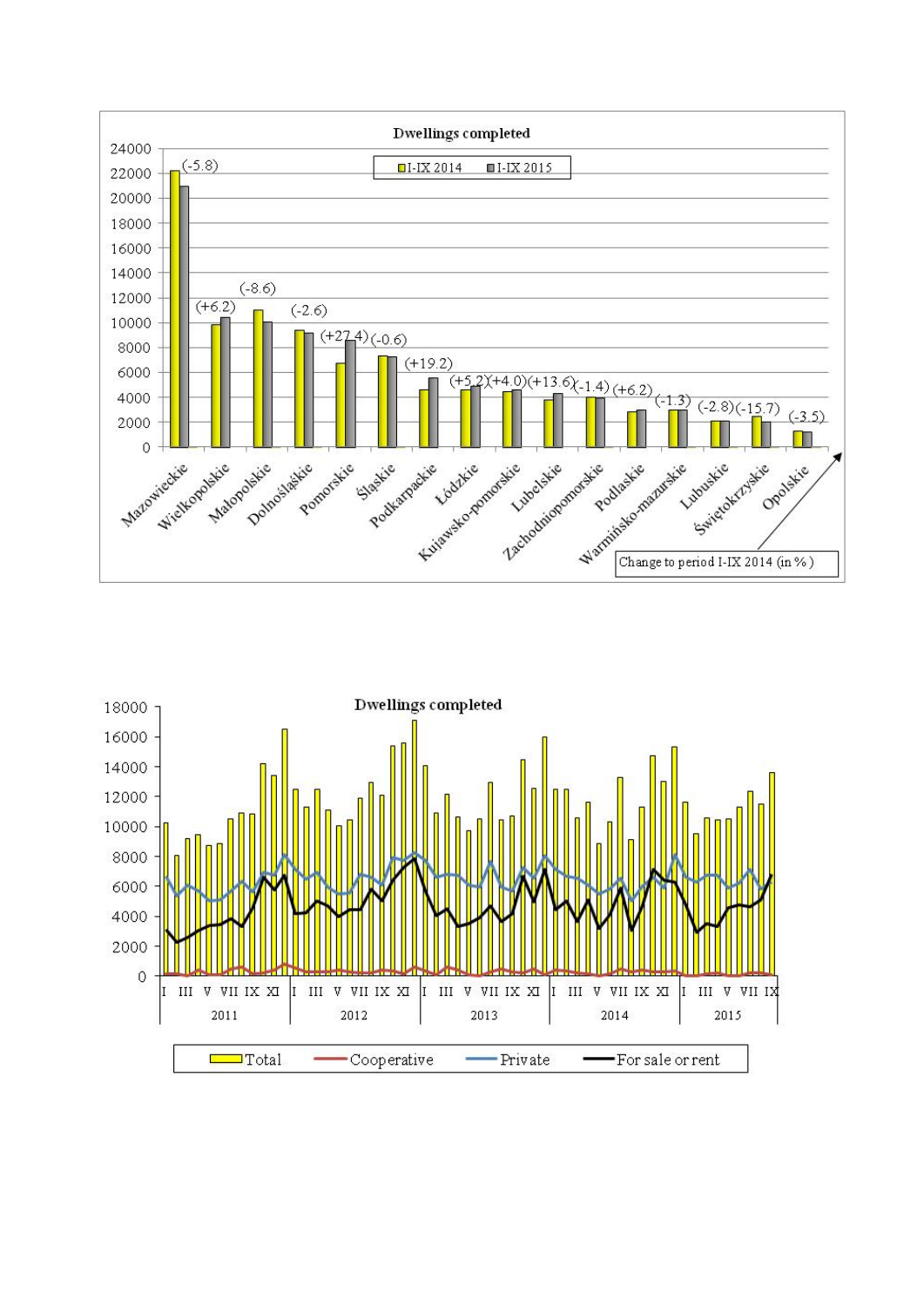**Dwellings completed**

I-IX 2014 | I-IX 2015

| Voivodship | Change to period I-IX 2014 (in %) |
|---|---|
| Mazowieckie | (-5.8) |
| Wielkopolskie | (+6.2) |
| Małopolskie | (-8.6) |
| Dolnośląskie | (-2.6) |
| Pomorskie | (+27.4) |
| Śląskie | (-0.6) |
| Podkarpackie | (+19.2) |
| Łódzkie | (+5.2) |
| Kujawsko-pomorskie | (+4.0) |
| Lubelskie | (+13.6) |
| Zachodniopomorskie | (-1.4) |
| Podlaskie | (+6.2) |
| Warmińsko-mazurskie | (-1.3) |
| Lubuskie | (-2.8) |
| Świętokrzyskie | (-15.7) |
| Opolskie | (-3.5) |

Change to period I-IX 2014 (in %)

**Dwellings completed**

Total | Cooperative | Private | For sale or rent

2011 | 2012 | 2013 | 2014 | 2015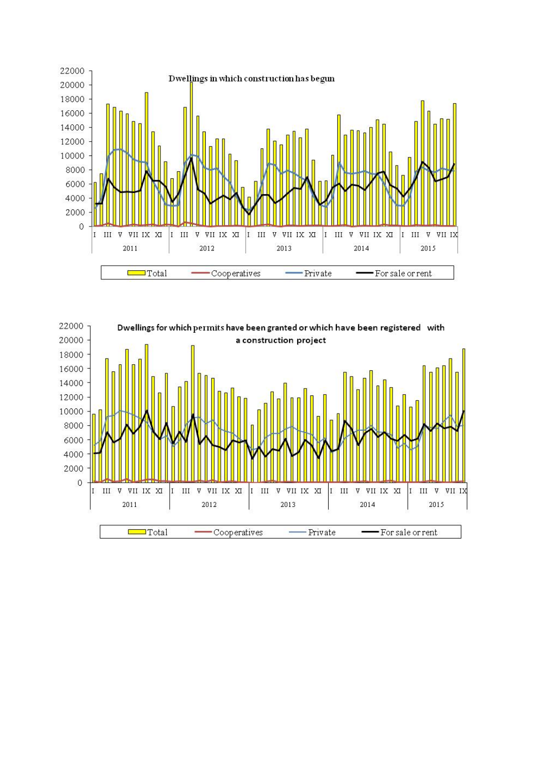Dwellings in which construction has begun

22000
20000
18000
16000
14000
12000
10000
8000
6000
4000
2000
0

I III V VII IX XI I III V VII IX XI I III V VII IX XI I III V VII IX XI I III V VII IX

2011 2012 2013 2014 2015

Total
Cooperatives
Private
For sale or rent

Dwellings for which permits have been granted or which have been registered with a construction project

22000
20000
18000
16000
14000
12000
10000
8000
6000
4000
2000
0

I III V VII IX XI I III V VII IX XI I III V VII IX XI I III V VII IX XI I III V VII IX

2011 2012 2013 2014 2015

Total
Cooperatives
Private
For sale or rent